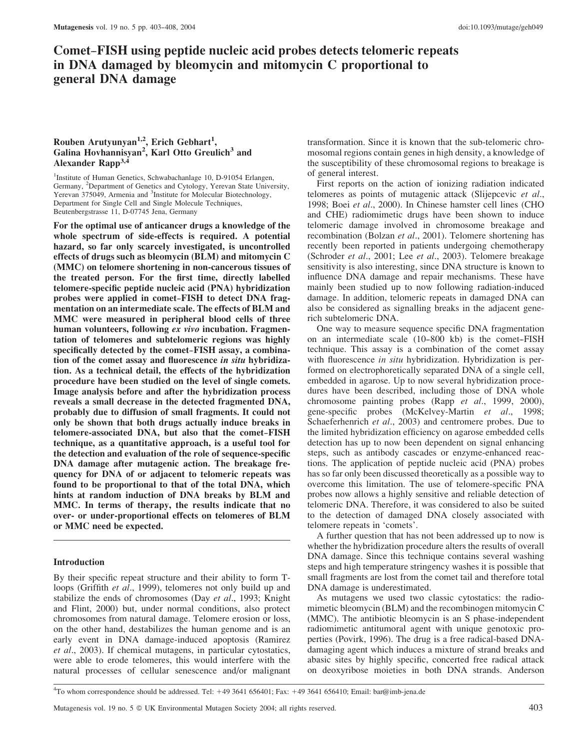# Comet–FISH using peptide nucleic acid probes detects telomeric repeats in DNA damaged by bleomycin and mitomycin C proportional to general DNA damage

**Rouben Arutyunyan[1,2], Erich Gebhart[1], Galina Hovhannisyan[2], Karl Otto Greulich[3] and Alexander Rapp[3,4]**

[1]Institute of Human Genetics, Schwabachanlage 10, D-91054 Erlangen, Germany, [2]Department of Genetics and Cytology, Yerevan State University, Yerevan 375049, Armenia and [3]Institute for Molecular Biotechnology, Department for Single Cell and Single Molecule Techniques, Beutenbergstrasse 11, D-07745 Jena, Germany

**For the optimal use of anticancer drugs a knowledge of the whole spectrum of side-effects is required. A potential hazard, so far only scarcely investigated, is uncontrolled effects of drugs such as bleomycin (BLM) and mitomycin C (MMC) on telomere shortening in non-cancerous tissues of the treated person. For the first time, directly labelled telomere-specific peptide nucleic acid (PNA) hybridization probes were applied in comet–FISH to detect DNA fragmentation on an intermediate scale. The effects of BLM and MMC were measured in peripheral blood cells of three human volunteers, following *ex vivo* incubation. Fragmentation of telomeres and subtelomeric regions was highly specifically detected by the comet–FISH assay, a combination of the comet assay and fluorescence *in situ* hybridization. As a technical detail, the effects of the hybridization procedure have been studied on the level of single comets. Image analysis before and after the hybridization process reveals a small decrease in the detected fragmented DNA, probably due to diffusion of small fragments. It could not only be shown that both drugs actually induce breaks in telomere-associated DNA, but also that the comet–FISH technique, as a quantitative approach, is a useful tool for the detection and evaluation of the role of sequence-specific DNA damage after mutagenic action. The breakage frequency for DNA of or adjacent to telomeric repeats was found to be proportional to that of the total DNA, which hints at random induction of DNA breaks by BLM and MMC. In terms of therapy, the results indicate that no over- or under-proportional effects on telomeres of BLM or MMC need be expected.**

## Introduction

By their specific repeat structure and their ability to form T-loops (Griffith *et al*., 1999), telomeres not only build up and stabilize the ends of chromosomes (Day *et al*., 1993; Knight and Flint, 2000) but, under normal conditions, also protect chromosomes from natural damage. Telomere erosion or loss, on the other hand, destabilizes the human genome and is an early event in DNA damage-induced apoptosis (Ramirez *et al*., 2003). If chemical mutagens, in particular cytostatics, were able to erode telomeres, this would interfere with the natural processes of cellular senescence and/or malignant transformation. Since it is known that the sub-telomeric chromosomal regions contain genes in high density, a knowledge of the susceptibility of these chromosomal regions to breakage is of general interest.

First reports on the action of ionizing radiation indicated telomeres as points of mutagenic attack (Slijepcevic *et al*., 1998; Boei *et al*., 2000). In Chinese hamster cell lines (CHO and CHE) radiomimetic drugs have been shown to induce telomeric damage involved in chromosome breakage and recombination (Bolzan *et al*., 2001). Telomere shortening has recently been reported in patients undergoing chemotherapy (Schroder *et al*., 2001; Lee *et al*., 2003). Telomere breakage sensitivity is also interesting, since DNA structure is known to influence DNA damage and repair mechanisms. These have mainly been studied up to now following radiation-induced damage. In addition, telomeric repeats in damaged DNA can also be considered as signalling breaks in the adjacent gene-rich subtelomeric DNA.

One way to measure sequence specific DNA fragmentation on an intermediate scale (10–800 kb) is the comet–FISH technique. This assay is a combination of the comet assay with fluorescence *in situ* hybridization. Hybridization is performed on electrophoretically separated DNA of a single cell, embedded in agarose. Up to now several hybridization procedures have been described, including those of DNA whole chromosome painting probes (Rapp *et al*., 1999, 2000), gene-specific probes (McKelvey-Martin *et al*., 1998; Schaeferhenrich *et al*., 2003) and centromere probes. Due to the limited hybridization efficiency on agarose embedded cells detection has up to now been dependent on signal enhancing steps, such as antibody cascades or enzyme-enhanced reactions. The application of peptide nucleic acid (PNA) probes has so far only been discussed theoretically as a possible way to overcome this limitation. The use of telomere-specific PNA probes now allows a highly sensitive and reliable detection of telomeric DNA. Therefore, it was considered to also be suited to the detection of damaged DNA closely associated with telomere repeats in 'comets'.

A further question that has not been addressed up to now is whether the hybridization procedure alters the results of overall DNA damage. Since this technique contains several washing steps and high temperature stringency washes it is possible that small fragments are lost from the comet tail and therefore total DNA damage is underestimated.

As mutagens we used two classic cytostatics: the radiomimetic bleomycin (BLM) and the recombinogen mitomycin C (MMC). The antibiotic bleomycin is an S phase-independent radiomimetic antitumoral agent with unique genotoxic properties (Povirk, 1996). The drug is a free radical-based DNA-damaging agent which induces a mixture of strand breaks and abasic sites by highly specific, concerted free radical attack on deoxyribose moieties in both DNA strands. Anderson

[4]To whom correspondence should be addressed. Tel: +49 3641 656401; Fax: +49 3641 656410; Email: bar@imb-jena.de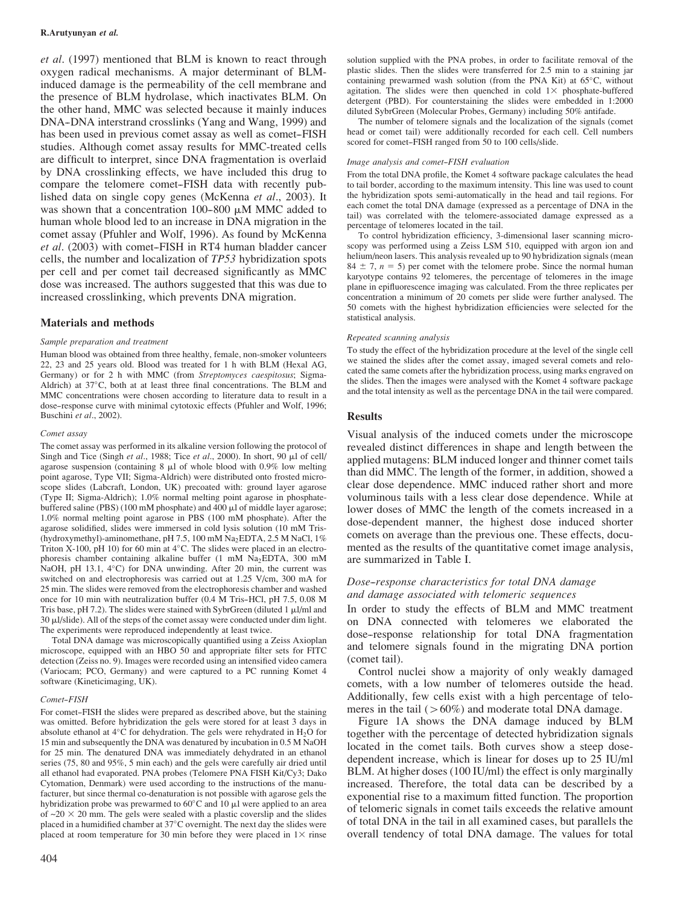*et al.* (1997) mentioned that BLM is known to react through oxygen radical mechanisms. A major determinant of BLM-induced damage is the permeability of the cell membrane and the presence of BLM hydrolase, which inactivates BLM. On the other hand, MMC was selected because it mainly induces DNA–DNA interstrand crosslinks (Yang and Wang, 1999) and has been used in previous comet assay as well as comet–FISH studies. Although comet assay results for MMC-treated cells are difficult to interpret, since DNA fragmentation is overlaid by DNA crosslinking effects, we have included this drug to compare the telomere comet–FISH data with recently published data on single copy genes (McKenna *et al.*, 2003). It was shown that a concentration 100–800 μM MMC added to human whole blood led to an increase in DNA migration in the comet assay (Pfuhler and Wolf, 1996). As found by McKenna *et al.* (2003) with comet–FISH in RT4 human bladder cancer cells, the number and localization of *TP53* hybridization spots per cell and per comet tail decreased significantly as MMC dose was increased. The authors suggested that this was due to increased crosslinking, which prevents DNA migration.

## Materials and methods

### *Sample preparation and treatment*

Human blood was obtained from three healthy, female, non-smoker volunteers 22, 23 and 25 years old. Blood was treated for 1 h with BLM (Hexal AG, Germany) or for 2 h with MMC (from *Streptomyces caespitosus*; Sigma-Aldrich) at 37°C, both at at least three final concentrations. The BLM and MMC concentrations were chosen according to literature data to result in a dose–response curve with minimal cytotoxic effects (Pfuhler and Wolf, 1996; Buschini *et al.*, 2002).

### *Comet assay*

The comet assay was performed in its alkaline version following the protocol of Singh and Tice (Singh *et al.*, 1988; Tice *et al.*, 2000). In short, 90 μl of cell/agarose suspension (containing 8 μl of whole blood with 0.9% low melting point agarose, Type VII; Sigma-Aldrich) were distributed onto frosted microscope slides (Labcraft, London, UK) precoated with: ground layer agarose (Type II; Sigma-Aldrich); 1.0% normal melting point agarose in phosphate-buffered saline (PBS) (100 mM phosphate) and 400 μl of middle layer agarose; 1.0% normal melting point agarose in PBS (100 mM phosphate). After the agarose solidified, slides were immersed in cold lysis solution (10 mM Tris-(hydroxymethyl)-aminomethane, pH 7.5, 100 mM $Na_2$EDTA, 2.5 M NaCl, 1% Triton X-100, pH 10) for 60 min at 4°C. The slides were placed in an electrophoresis chamber containing alkaline buffer (1 mM $Na_2$EDTA, 300 mM NaOH, pH 13.1, 4°C) for DNA unwinding. After 20 min, the current was switched on and electrophoresis was carried out at 1.25 V/cm, 300 mA for 25 min. The slides were removed from the electrophoresis chamber and washed once for 10 min with neutralization buffer (0.4 M Tris–HCl, pH 7.5, 0.08 M Tris base, pH 7.2). The slides were stained with SybrGreen (diluted 1 μl/ml and 30 μl/slide). All of the steps of the comet assay were conducted under dim light. The experiments were reproduced independently at least twice.

Total DNA damage was microscopically quantified using a Zeiss Axioplan microscope, equipped with an HBO 50 and appropriate filter sets for FITC detection (Zeiss no. 9). Images were recorded using an intensified video camera (Variocam; PCO, Germany) and were captured to a PC running Komet 4 software (Kineticimaging, UK).

### *Comet–FISH*

For comet–FISH the slides were prepared as described above, but the staining was omitted. Before hybridization the gels were stored for at least 3 days in absolute ethanol at 4°C for dehydration. The gels were rehydrated in $H_2O$ for 15 min and subsequently the DNA was denatured by incubation in 0.5 M NaOH for 25 min. The denatured DNA was immediately dehydrated in an ethanol series (75, 80 and 95%, 5 min each) and the gels were carefully air dried until all ethanol had evaporated. PNA probes (Telomere PNA FISH Kit/Cy3; Dako Cytomation, Denmark) were used according to the instructions of the manufacturer, but since thermal co-denaturation is not possible with agarose gels the hybridization probe was prewarmed to 60°C and 10 μl were applied to an area of ~20 × 20 mm. The gels were sealed with a plastic coverslip and the slides placed in a humidified chamber at 37°C overnight. The next day the slides were placed at room temperature for 30 min before they were placed in 1× rinse solution supplied with the PNA probes, in order to facilitate removal of the plastic slides. Then the slides were transferred for 2.5 min to a staining jar containing prewarmed wash solution (from the PNA Kit) at 65°C, without agitation. The slides were then quenched in cold 1× phosphate-buffered detergent (PBD). For counterstaining the slides were embedded in 1:2000 diluted SybrGreen (Molecular Probes, Germany) including 50% antifade.

The number of telomere signals and the localization of the signals (comet head or comet tail) were additionally recorded for each cell. Cell numbers scored for comet–FISH ranged from 50 to 100 cells/slide.

### *Image analysis and comet–FISH evaluation*

From the total DNA profile, the Komet 4 software package calculates the head to tail border, according to the maximum intensity. This line was used to count the hybridization spots semi-automatically in the head and tail regions. For each comet the total DNA damage (expressed as a percentage of DNA in the tail) was correlated with the telomere-associated damage expressed as a percentage of telomeres located in the tail.

To control hybridization efficiency, 3-dimensional laser scanning microscopy was performed using a Zeiss LSM 510, equipped with argon ion and helium/neon lasers. This analysis revealed up to 90 hybridization signals (mean 84 ± 7, $n = 5$) per comet with the telomere probe. Since the normal human karyotype contains 92 telomeres, the percentage of telomeres in the image plane in epifluorescence imaging was calculated. From the three replicates per concentration a minimum of 20 comets per slide were further analysed. The 50 comets with the highest hybridization efficiencies were selected for the statistical analysis.

### *Repeated scanning analysis*

To study the effect of the hybridization procedure at the level of the single cell we stained the slides after the comet assay, imaged several comets and relocated the same comets after the hybridization process, using marks engraved on the slides. Then the images were analysed with the Komet 4 software package and the total intensity as well as the percentage DNA in the tail were compared.

## Results

Visual analysis of the induced comets under the microscope revealed distinct differences in shape and length between the applied mutagens: BLM induced longer and thinner comet tails than did MMC. The length of the former, in addition, showed a clear dose dependence. MMC induced rather short and more voluminous tails with a less clear dose dependence. While at lower doses of MMC the length of the comets increased in a dose-dependent manner, the highest dose induced shorter comets on average than the previous one. These effects, documented as the results of the quantitative comet image analysis, are summarized in Table I.

### *Dose–response characteristics for total DNA damage and damage associated with telomeric sequences*

In order to study the effects of BLM and MMC treatment on DNA connected with telomeres we elaborated the dose–response relationship for total DNA fragmentation and telomere signals found in the migrating DNA portion (comet tail).

Control nuclei show a majority of only weakly damaged comets, with a low number of telomeres outside the head. Additionally, few cells exist with a high percentage of telomeres in the tail (>60%) and moderate total DNA damage.

Figure 1A shows the DNA damage induced by BLM together with the percentage of detected hybridization signals located in the comet tails. Both curves show a steep dose-dependent increase, which is linear for doses up to 25 IU/ml BLM. At higher doses (100 IU/ml) the effect is only marginally increased. Therefore, the total data can be described by a exponential rise to a maximum fitted function. The proportion of telomeric signals in comet tails exceeds the relative amount of total DNA in the tail in all examined cases, but parallels the overall tendency of total DNA damage. The values for total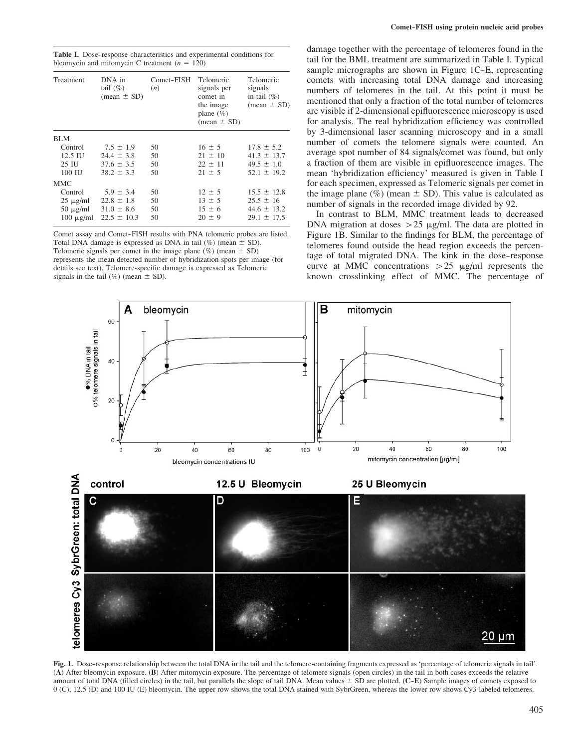**Table I.** Dose–response characteristics and experimental conditions for bleomycin and mitomycin C treatment ($n$ = 120)

| Treatment | DNA in tail (%) (mean ± SD) | Comet–FISH ($n$) | Telomeric signals per comet in the image plane (%) (mean ± SD) | Telomeric signals in tail (%) (mean ± SD) |
|---|---|---|---|---|
| BLM | | | | |
| Control | 7.5 ± 1.9 | 50 | 16 ± 5 | 17.8 ± 5.2 |
| 12.5 IU | 24.4 ± 3.8 | 50 | 21 ± 10 | 41.3 ± 13.7 |
| 25 IU | 37.6 ± 3.5 | 50 | 22 ± 11 | 49.5 ± 1.0 |
| 100 IU | 38.2 ± 3.3 | 50 | 21 ± 5 | 52.1 ± 19.2 |
| MMC | | | | |
| Control | 5.9 ± 3.4 | 50 | 12 ± 5 | 15.5 ± 12.8 |
| 25 μg/ml | 22.8 ± 1.8 | 50 | 13 ± 5 | 25.5 ± 16 |
| 50 μg/ml | 31.0 ± 8.6 | 50 | 15 ± 6 | 44.6 ± 13.2 |
| 100 μg/ml | 22.5 ± 10.3 | 50 | 20 ± 9 | 29.1 ± 17.5 |

Comet assay and Comet–FISH results with PNA telomeric probes are listed. Total DNA damage is expressed as DNA in tail (%) (mean ± SD). Telomeric signals per comet in the image plane (%) (mean ± SD) represents the mean detected number of hybridization spots per image (for details see text). Telomere-specific damage is expressed as Telomeric signals in the tail (%) (mean ± SD).

damage together with the percentage of telomeres found in the tail for the BML treatment are summarized in Table I. Typical sample micrographs are shown in Figure 1C–E, representing comets with increasing total DNA damage and increasing numbers of telomeres in the tail. At this point it must be mentioned that only a fraction of the total number of telomeres are visible if 2-dimensional epifluorescence microscopy is used for analysis. The real hybridization efficiency was controlled by 3-dimensional laser scanning microscopy and in a small number of comets the telomere signals were counted. An average spot number of 84 signals/comet was found, but only a fraction of them are visible in epifluorescence images. The mean 'hybridization efficiency' measured is given in Table I for each specimen, expressed as Telomeric signals per comet in the image plane (%) (mean ± SD). This value is calculated as number of signals in the recorded image divided by 92.

In contrast to BLM, MMC treatment leads to decreased DNA migration at doses >25 μg/ml. The data are plotted in Figure 1B. Similar to the findings for BLM, the percentage of telomeres found outside the head region exceeds the percentage of total migrated DNA. The kink in the dose–response curve at MMC concentrations >25 μg/ml represents the known crosslinking effect of MMC. The percentage of

**Fig. 1.** Dose–response relationship between the total DNA in the tail and the telomere-containing fragments expressed as 'percentage of telomeric signals in tail'. (**A**) After bleomycin exposure. (**B**) After mitomycin exposure. The percentage of telomere signals (open circles) in the tail in both cases exceeds the relative amount of total DNA (filled circles) in the tail, but parallels the slope of tail DNA. Mean values ± SD are plotted. (**C**–**E**) Sample images of comets exposed to 0 (C), 12.5 (D) and 100 IU (E) bleomycin. The upper row shows the total DNA stained with SybrGreen, whereas the lower row shows Cy3-labeled telomeres.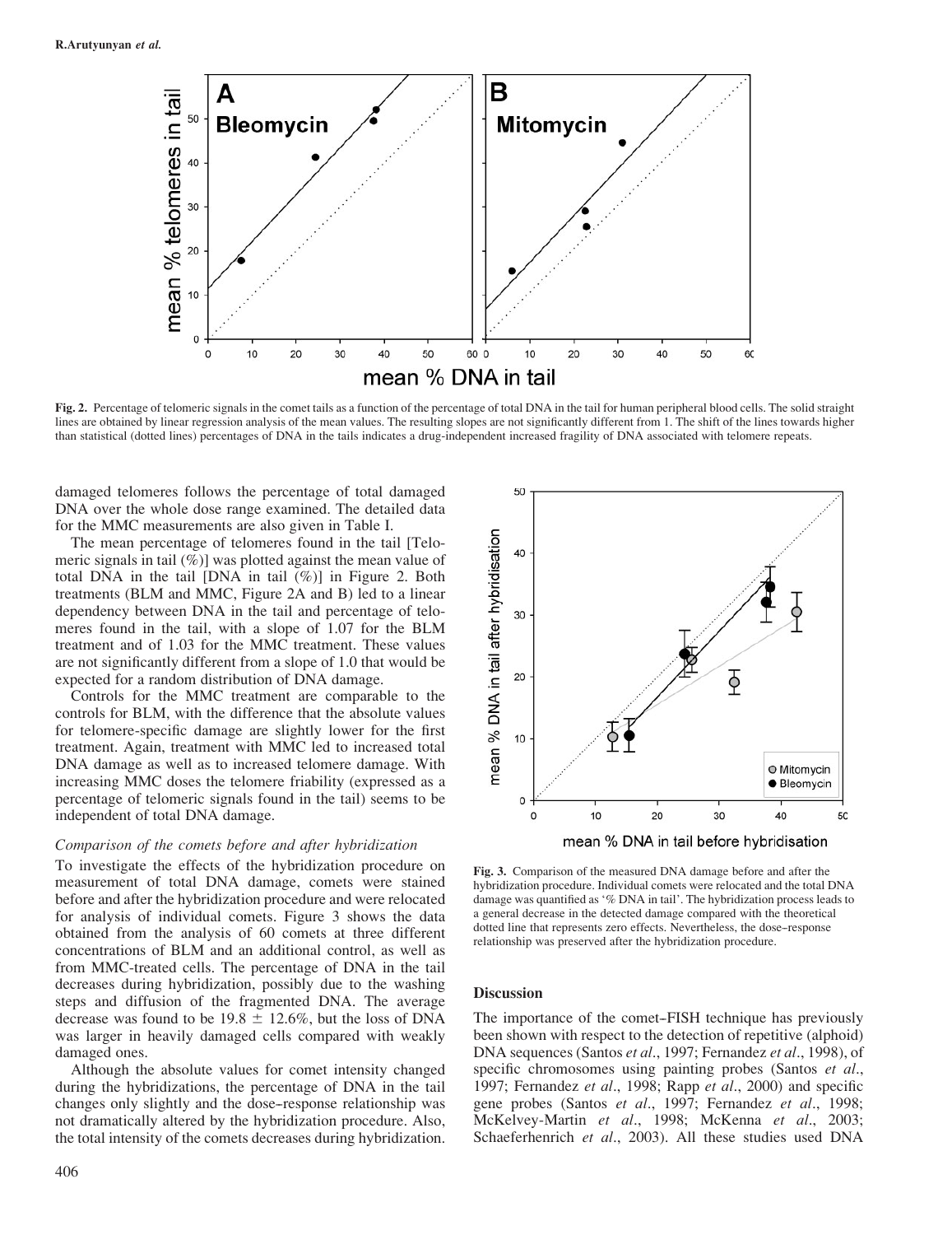**Fig. 2.** Percentage of telomeric signals in the comet tails as a function of the percentage of total DNA in the tail for human peripheral blood cells. The solid straight lines are obtained by linear regression analysis of the mean values. The resulting slopes are not significantly different from 1. The shift of the lines towards higher than statistical (dotted lines) percentages of DNA in the tails indicates a drug-independent increased fragility of DNA associated with telomere repeats.

damaged telomeres follows the percentage of total damaged DNA over the whole dose range examined. The detailed data for the MMC measurements are also given in Table I.

The mean percentage of telomeres found in the tail [Telomeric signals in tail (%)] was plotted against the mean value of total DNA in the tail [DNA in tail (%)] in Figure 2. Both treatments (BLM and MMC, Figure 2A and B) led to a linear dependency between DNA in the tail and percentage of telomeres found in the tail, with a slope of 1.07 for the BLM treatment and of 1.03 for the MMC treatment. These values are not significantly different from a slope of 1.0 that would be expected for a random distribution of DNA damage.

Controls for the MMC treatment are comparable to the controls for BLM, with the difference that the absolute values for telomere-specific damage are slightly lower for the first treatment. Again, treatment with MMC led to increased total DNA damage as well as to increased telomere damage. With increasing MMC doses the telomere friability (expressed as a percentage of telomeric signals found in the tail) seems to be independent of total DNA damage.

### *Comparison of the comets before and after hybridization*

To investigate the effects of the hybridization procedure on measurement of total DNA damage, comets were stained before and after the hybridization procedure and were relocated for analysis of individual comets. Figure 3 shows the data obtained from the analysis of 60 comets at three different concentrations of BLM and an additional control, as well as from MMC-treated cells. The percentage of DNA in the tail decreases during hybridization, possibly due to the washing steps and diffusion of the fragmented DNA. The average decrease was found to be $19.8 \pm 12.6\%$, but the loss of DNA was larger in heavily damaged cells compared with weakly damaged ones.

Although the absolute values for comet intensity changed during the hybridizations, the percentage of DNA in the tail changes only slightly and the dose–response relationship was not dramatically altered by the hybridization procedure. Also, the total intensity of the comets decreases during hybridization.

**Fig. 3.** Comparison of the measured DNA damage before and after the hybridization procedure. Individual comets were relocated and the total DNA damage was quantified as '% DNA in tail'. The hybridization process leads to a general decrease in the detected damage compared with the theoretical dotted line that represents zero effects. Nevertheless, the dose–response relationship was preserved after the hybridization procedure.

## Discussion

The importance of the comet–FISH technique has previously been shown with respect to the detection of repetitive (alphoid) DNA sequences (Santos *et al*., 1997; Fernandez *et al*., 1998), of specific chromosomes using painting probes (Santos *et al*., 1997; Fernandez *et al*., 1998; Rapp *et al*., 2000) and specific gene probes (Santos *et al*., 1997; Fernandez *et al*., 1998; McKelvey-Martin *et al*., 1998; McKenna *et al*., 2003; Schaeferhenrich *et al*., 2003). All these studies used DNA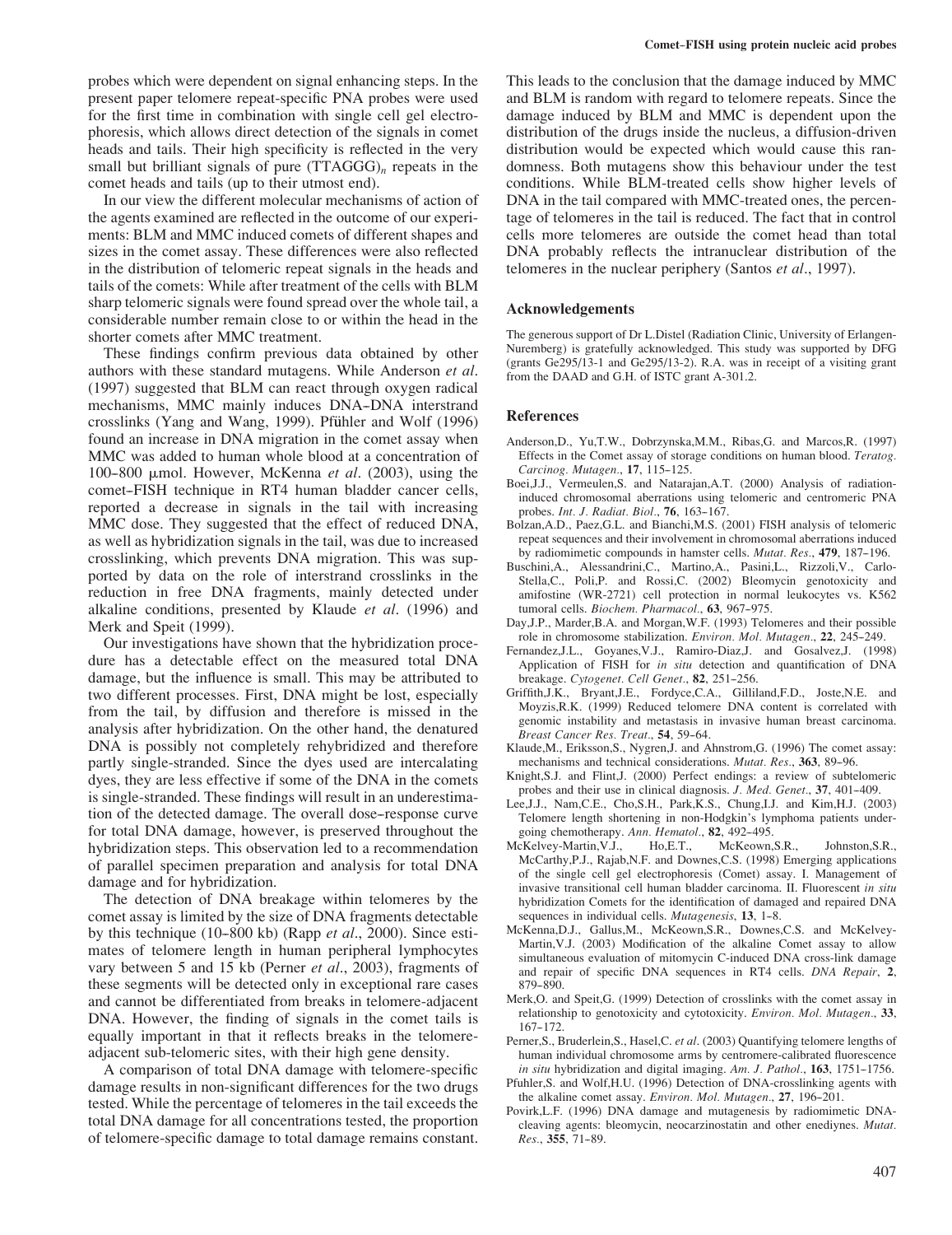probes which were dependent on signal enhancing steps. In the present paper telomere repeat-specific PNA probes were used for the first time in combination with single cell gel electrophoresis, which allows direct detection of the signals in comet heads and tails. Their high specificity is reflected in the very small but brilliant signals of pure $(TTAGGG)_n$ repeats in the comet heads and tails (up to their utmost end).

In our view the different molecular mechanisms of action of the agents examined are reflected in the outcome of our experiments: BLM and MMC induced comets of different shapes and sizes in the comet assay. These differences were also reflected in the distribution of telomeric repeat signals in the heads and tails of the comets: While after treatment of the cells with BLM sharp telomeric signals were found spread over the whole tail, a considerable number remain close to or within the head in the shorter comets after MMC treatment.

These findings confirm previous data obtained by other authors with these standard mutagens. While Anderson *et al*. (1997) suggested that BLM can react through oxygen radical mechanisms, MMC mainly induces DNA–DNA interstrand crosslinks (Yang and Wang, 1999). Pfühler and Wolf (1996) found an increase in DNA migration in the comet assay when MMC was added to human whole blood at a concentration of 100–800 μmol. However, McKenna *et al*. (2003), using the comet–FISH technique in RT4 human bladder cancer cells, reported a decrease in signals in the tail with increasing MMC dose. They suggested that the effect of reduced DNA, as well as hybridization signals in the tail, was due to increased crosslinking, which prevents DNA migration. This was supported by data on the role of interstrand crosslinks in the reduction in free DNA fragments, mainly detected under alkaline conditions, presented by Klaude *et al*. (1996) and Merk and Speit (1999).

Our investigations have shown that the hybridization procedure has a detectable effect on the measured total DNA damage, but the influence is small. This may be attributed to two different processes. First, DNA might be lost, especially from the tail, by diffusion and therefore is missed in the analysis after hybridization. On the other hand, the denatured DNA is possibly not completely rehybridized and therefore partly single-stranded. Since the dyes used are intercalating dyes, they are less effective if some of the DNA in the comets is single-stranded. These findings will result in an underestimation of the detected damage. The overall dose–response curve for total DNA damage, however, is preserved throughout the hybridization steps. This observation led to a recommendation of parallel specimen preparation and analysis for total DNA damage and for hybridization.

The detection of DNA breakage within telomeres by the comet assay is limited by the size of DNA fragments detectable by this technique (10–800 kb) (Rapp *et al*., 2000). Since estimates of telomere length in human peripheral lymphocytes vary between 5 and 15 kb (Perner *et al*., 2003), fragments of these segments will be detected only in exceptional rare cases and cannot be differentiated from breaks in telomere-adjacent DNA. However, the finding of signals in the comet tails is equally important in that it reflects breaks in the telomere-adjacent sub-telomeric sites, with their high gene density.

A comparison of total DNA damage with telomere-specific damage results in non-significant differences for the two drugs tested. While the percentage of telomeres in the tail exceeds the total DNA damage for all concentrations tested, the proportion of telomere-specific damage to total damage remains constant. This leads to the conclusion that the damage induced by MMC and BLM is random with regard to telomere repeats. Since the damage induced by BLM and MMC is dependent upon the distribution of the drugs inside the nucleus, a diffusion-driven distribution would be expected which would cause this randomness. Both mutagens show this behaviour under the test conditions. While BLM-treated cells show higher levels of DNA in the tail compared with MMC-treated ones, the percentage of telomeres in the tail is reduced. The fact that in control cells more telomeres are outside the comet head than total DNA probably reflects the intranuclear distribution of the telomeres in the nuclear periphery (Santos *et al*., 1997).

## Acknowledgements

The generous support of Dr L.Distel (Radiation Clinic, University of Erlangen-Nuremberg) is gratefully acknowledged. This study was supported by DFG (grants Ge295/13-1 and Ge295/13-2). R.A. was in receipt of a visiting grant from the DAAD and G.H. of ISTC grant A-301.2.

## References

Anderson,D., Yu,T.W., Dobrzynska,M.M., Ribas,G. and Marcos,R. (1997) Effects in the Comet assay of storage conditions on human blood. *Teratog. Carcinog. Mutagen*., **17**, 115–125.

Boei,J.J., Vermeulen,S. and Natarajan,A.T. (2000) Analysis of radiation-induced chromosomal aberrations using telomeric and centromeric PNA probes. *Int. J. Radiat. Biol*., **76**, 163–167.

Bolzan,A.D., Paez,G.L. and Bianchi,M.S. (2001) FISH analysis of telomeric repeat sequences and their involvement in chromosomal aberrations induced by radiomimetic compounds in hamster cells. *Mutat. Res*., **479**, 187–196.

Buschini,A., Alessandrini,C., Martino,A., Pasini,L., Rizzoli,V., Carlo-Stella,C., Poli,P. and Rossi,C. (2002) Bleomycin genotoxicity and amifostine (WR-2721) cell protection in normal leukocytes vs. K562 tumoral cells. *Biochem. Pharmacol*., **63**, 967–975.

Day,J.P., Marder,B.A. and Morgan,W.F. (1993) Telomeres and their possible role in chromosome stabilization. *Environ. Mol. Mutagen*., **22**, 245–249.

Fernandez,J.L., Goyanes,V.J., Ramiro-Diaz,J. and Gosalvez,J. (1998) Application of FISH for *in situ* detection and quantification of DNA breakage. *Cytogenet. Cell Genet*., **82**, 251–256.

Griffith,J.K., Bryant,J.E., Fordyce,C.A., Gilliland,F.D., Joste,N.E. and Moyzis,R.K. (1999) Reduced telomere DNA content is correlated with genomic instability and metastasis in invasive human breast carcinoma. *Breast Cancer Res. Treat*., **54**, 59–64.

Klaude,M., Eriksson,S., Nygren,J. and Ahnstrom,G. (1996) The comet assay: mechanisms and technical considerations. *Mutat. Res*., **363**, 89–96.

Knight,S.J. and Flint,J. (2000) Perfect endings: a review of subtelomeric probes and their use in clinical diagnosis. *J. Med. Genet*., **37**, 401–409.

Lee,J.J., Nam,C.E., Cho,S.H., Park,K.S., Chung,I.J. and Kim,H.J. (2003) Telomere length shortening in non-Hodgkin's lymphoma patients undergoing chemotherapy. *Ann. Hematol*., **82**, 492–495.

McKelvey-Martin,V.J., Ho,E.T., McKeown,S.R., Johnston,S.R., McCarthy,P.J., Rajab,N.F. and Downes,C.S. (1998) Emerging applications of the single cell gel electrophoresis (Comet) assay. I. Management of invasive transitional cell human bladder carcinoma. II. Fluorescent *in situ* hybridization Comets for the identification of damaged and repaired DNA sequences in individual cells. *Mutagenesis*, **13**, 1–8.

McKenna,D.J., Gallus,M., McKeown,S.R., Downes,C.S. and McKelvey-Martin,V.J. (2003) Modification of the alkaline Comet assay to allow simultaneous evaluation of mitomycin C-induced DNA cross-link damage and repair of specific DNA sequences in RT4 cells. *DNA Repair*, **2**, 879–890.

Merk,O. and Speit,G. (1999) Detection of crosslinks with the comet assay in relationship to genotoxicity and cytotoxicity. *Environ. Mol. Mutagen*., **33**, 167–172.

Perner,S., Bruderlein,S., Hasel,C. *et al*. (2003) Quantifying telomere lengths of human individual chromosome arms by centromere-calibrated fluorescence *in situ* hybridization and digital imaging. *Am. J. Pathol*., **163**, 1751–1756.

Pfuhler,S. and Wolf,H.U. (1996) Detection of DNA-crosslinking agents with the alkaline comet assay. *Environ. Mol. Mutagen*., **27**, 196–201.

Povirk,L.F. (1996) DNA damage and mutagenesis by radiomimetic DNA-cleaving agents: bleomycin, neocarzinostatin and other enediynes. *Mutat. Res*., **355**, 71–89.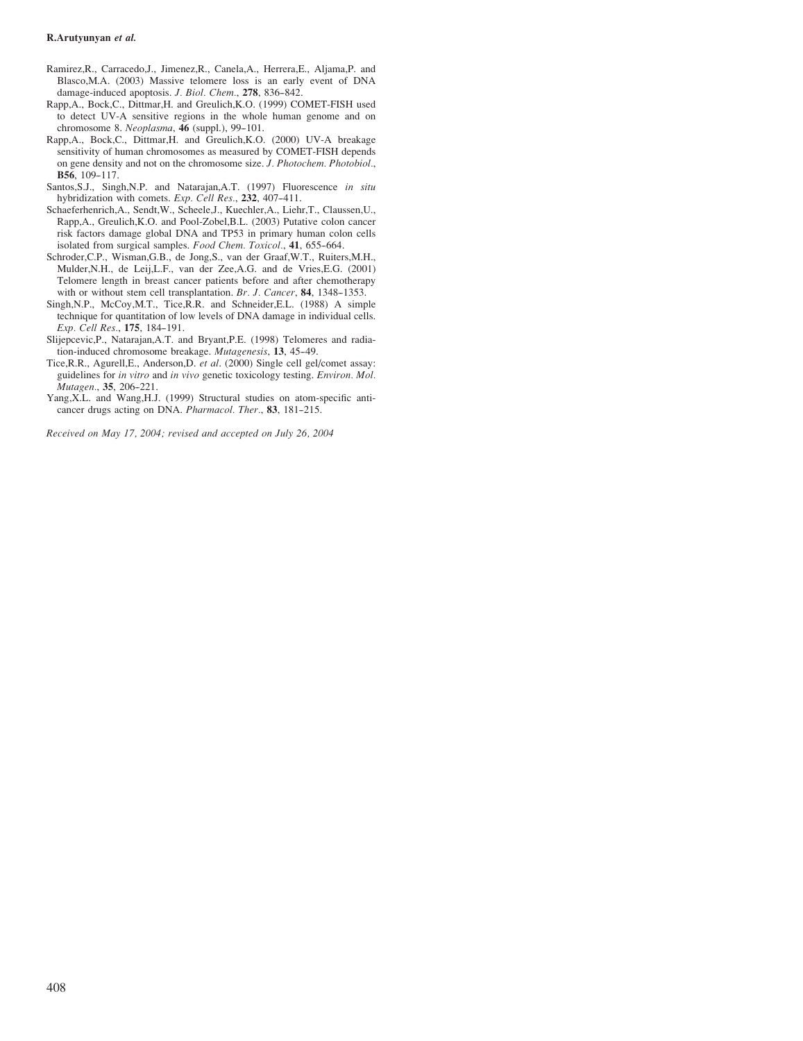Ramirez,R., Carracedo,J., Jimenez,R., Canela,A., Herrera,E., Aljama,P. and Blasco,M.A. (2003) Massive telomere loss is an early event of DNA damage-induced apoptosis. *J. Biol. Chem.*, **278**, 836–842.

Rapp,A., Bock,C., Dittmar,H. and Greulich,K.O. (1999) COMET-FISH used to detect UV-A sensitive regions in the whole human genome and on chromosome 8. *Neoplasma*, **46** (suppl.), 99–101.

Rapp,A., Bock,C., Dittmar,H. and Greulich,K.O. (2000) UV-A breakage sensitivity of human chromosomes as measured by COMET-FISH depends on gene density and not on the chromosome size. *J. Photochem. Photobiol.*, **B56**, 109–117.

Santos,S.J., Singh,N.P. and Natarajan,A.T. (1997) Fluorescence *in situ* hybridization with comets. *Exp. Cell Res.*, **232**, 407–411.

Schaeferhenrich,A., Sendt,W., Scheele,J., Kuechler,A., Liehr,T., Claussen,U., Rapp,A., Greulich,K.O. and Pool-Zobel,B.L. (2003) Putative colon cancer risk factors damage global DNA and TP53 in primary human colon cells isolated from surgical samples. *Food Chem. Toxicol.*, **41**, 655–664.

Schroder,C.P., Wisman,G.B., de Jong,S., van der Graaf,W.T., Ruiters,M.H., Mulder,N.H., de Leij,L.F., van der Zee,A.G. and de Vries,E.G. (2001) Telomere length in breast cancer patients before and after chemotherapy with or without stem cell transplantation. *Br. J. Cancer*, **84**, 1348–1353.

Singh,N.P., McCoy,M.T., Tice,R.R. and Schneider,E.L. (1988) A simple technique for quantitation of low levels of DNA damage in individual cells. *Exp. Cell Res.*, **175**, 184–191.

Slijepcevic,P., Natarajan,A.T. and Bryant,P.E. (1998) Telomeres and radiation-induced chromosome breakage. *Mutagenesis*, **13**, 45–49.

Tice,R.R., Agurell,E., Anderson,D. *et al*. (2000) Single cell gel/comet assay: guidelines for *in vitro* and *in vivo* genetic toxicology testing. *Environ. Mol. Mutagen.*, **35**, 206–221.

Yang,X.L. and Wang,H.J. (1999) Structural studies on atom-specific anticancer drugs acting on DNA. *Pharmacol. Ther.*, **83**, 181–215.

*Received on May 17, 2004; revised and accepted on July 26, 2004*